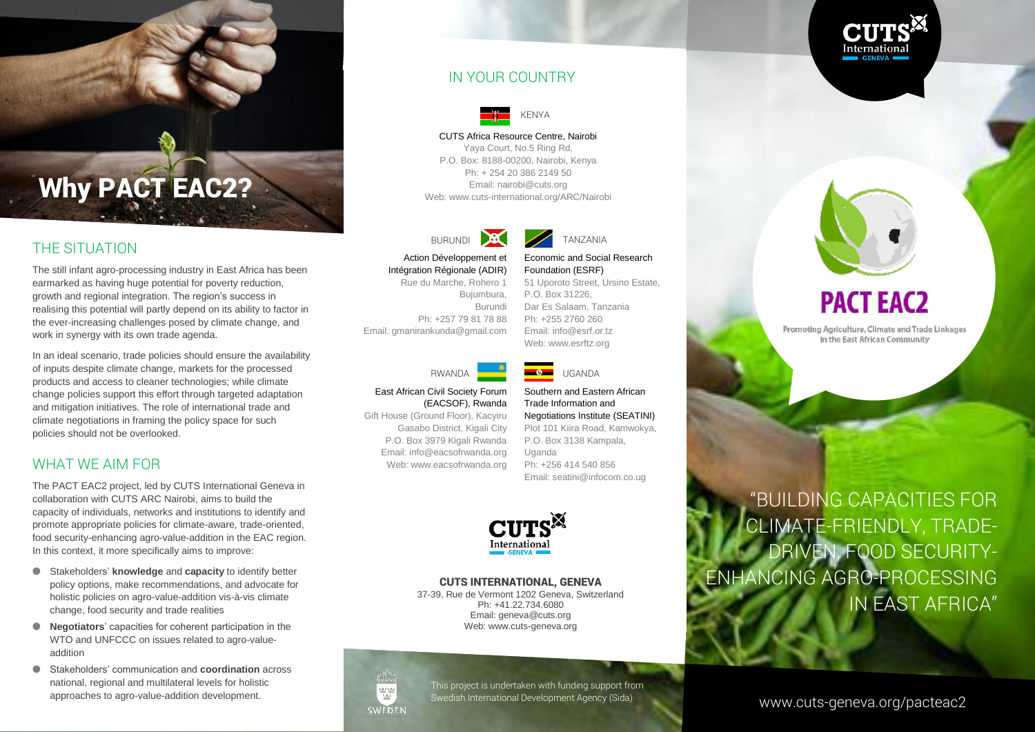# Why PACT EAC2?

## THE SITUATION

The still infant agro-processing industry in East Africa has been earmarked as having huge potential for poverty reduction, growth and regional integration. The region's success in realising this potential will partly depend on its ability to factor in the ever-increasing challenges posed by climate change, and work in synergy with its own trade agenda.

In an ideal scenario, trade policies should ensure the availability of inputs despite climate change, markets for the processed products and access to cleaner technologies; while climate change policies support this effort through targeted adaptation and mitigation initiatives. The role of international trade and climate negotiations in framing the policy space for such policies should not be overlooked.

## WHAT WE AIM FOR

The PACT EAC2 project, led by CUTS International Geneva in collaboration with CUTS ARC Nairobi, aims to build the capacity of individuals, networks and institutions to identify and promote appropriate policies for climate-aware, trade-oriented, food security-enhancing agro-value-addition in the EAC region. In this context, it more specifically aims to improve:

- Stakeholders' **knowledge** and **capacity** to identify better policy options, make recommendations, and advocate for holistic policies on agro-value-addition vis-à-vis climate change, food security and trade realities
- **Negotiators**' capacities for coherent participation in the WTO and UNFCCC on issues related to agro-value-addition
- Stakeholders' communication and **coordination** across national, regional and multilateral levels for holistic approaches to agro-value-addition development.

## IN YOUR COUNTRY

### KENYA

CUTS Africa Resource Centre, Nairobi
Yaya Court, No.5 Ring Rd,
P.O. Box: 8188-00200, Nairobi, Kenya
Ph: + 254 20 386 2149 50
Email: nairobi@cuts.org
Web: www.cuts-international.org/ARC/Nairobi

### BURUNDI

Action Développement et Intégration Régionale (ADIR)
Rue du Marche, Rohero 1
Bujumbura,
Burundi
Ph: +257 79 81 78 88
Email: gmanirankunda@gmail.com

### TANZANIA

Economic and Social Research Foundation (ESRF)
51 Uporoto Street, Ursino Estate,
P.O. Box 31226,
Dar Es Salaam, Tanzania
Ph: +255 2760 260
Email: info@esrf.or.tz
Web: www.esrftz.org

### RWANDA

East African Civil Society Forum (EACSOF), Rwanda
Gift House (Ground Floor), Kacyiru
Gasabo District, Kigali City
P.O. Box 3979 Kigali Rwanda
Email: info@eacsofrwanda.org
Web: www.eacsofrwanda.org

### UGANDA

Southern and Eastern African Trade Information and Negotiations Institute (SEATINI)
Plot 101 Kiira Road, Kamwokya,
P.O. Box 3138 Kampala,
Uganda
Ph: +256 414 540 856
Email: seatini@infocom.co.ug

### CUTS INTERNATIONAL, GENEVA

37-39, Rue de Vermont 1202 Geneva, Switzerland
Ph: +41.22.734.6080
Email: geneva@cuts.org
Web: www.cuts-geneva.org

This project is undertaken with funding support from Swedish International Development Agency (Sida)

SWEDEN

CUTS International GENEVA

# PACT EAC2

Promoting Agriculture, Climate and Trade Linkages in the East African Community

"BUILDING CAPACITIES FOR CLIMATE-FRIENDLY, TRADE-DRIVEN, FOOD SECURITY-ENHANCING AGRO-PROCESSING IN EAST AFRICA"

www.cuts-geneva.org/pacteac2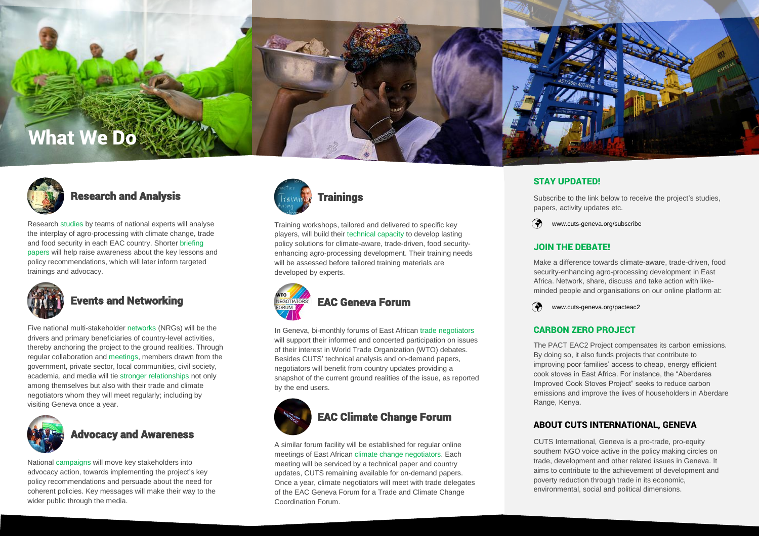# What We Do

## Research and Analysis

Research studies by teams of national experts will analyse the interplay of agro-processing with climate change, trade and food security in each EAC country. Shorter briefing papers will help raise awareness about the key lessons and policy recommendations, which will later inform targeted trainings and advocacy.

## Events and Networking

Five national multi-stakeholder networks (NRGs) will be the drivers and primary beneficiaries of country-level activities, thereby anchoring the project to the ground realities. Through regular collaboration and meetings, members drawn from the government, private sector, local communities, civil society, academia, and media will tie stronger relationships not only among themselves but also with their trade and climate negotiators whom they will meet regularly; including by visiting Geneva once a year.

## Advocacy and Awareness

National campaigns will move key stakeholders into advocacy action, towards implementing the project's key policy recommendations and persuade about the need for coherent policies. Key messages will make their way to the wider public through the media.

## Trainings

Training workshops, tailored and delivered to specific key players, will build their technical capacity to develop lasting policy solutions for climate-aware, trade-driven, food security-enhancing agro-processing development. Their training needs will be assessed before tailored training materials are developed by experts.

## EAC Geneva Forum

In Geneva, bi-monthly forums of East African trade negotiators will support their informed and concerted participation on issues of their interest in World Trade Organization (WTO) debates. Besides CUTS' technical analysis and on-demand papers, negotiators will benefit from country updates providing a snapshot of the current ground realities of the issue, as reported by the end users.

## EAC Climate Change Forum

A similar forum facility will be established for regular online meetings of East African climate change negotiators. Each meeting will be serviced by a technical paper and country updates, CUTS remaining available for on-demand papers. Once a year, climate negotiators will meet with trade delegates of the EAC Geneva Forum for a Trade and Climate Change Coordination Forum.

### STAY UPDATED!

Subscribe to the link below to receive the project's studies, papers, activity updates etc.

www.cuts-geneva.org/subscribe

### JOIN THE DEBATE!

Make a difference towards climate-aware, trade-driven, food security-enhancing agro-processing development in East Africa. Network, share, discuss and take action with like-minded people and organisations on our online platform at:

www.cuts-geneva.org/pacteac2

### CARBON ZERO PROJECT

The PACT EAC2 Project compensates its carbon emissions. By doing so, it also funds projects that contribute to improving poor families' access to cheap, energy efficient cook stoves in East Africa. For instance, the "Aberdares Improved Cook Stoves Project" seeks to reduce carbon emissions and improve the lives of householders in Aberdare Range, Kenya.

### ABOUT CUTS INTERNATIONAL, GENEVA

CUTS International, Geneva is a pro-trade, pro-equity southern NGO voice active in the policy making circles on trade, development and other related issues in Geneva. It aims to contribute to the achievement of development and poverty reduction through trade in its economic, environmental, social and political dimensions.